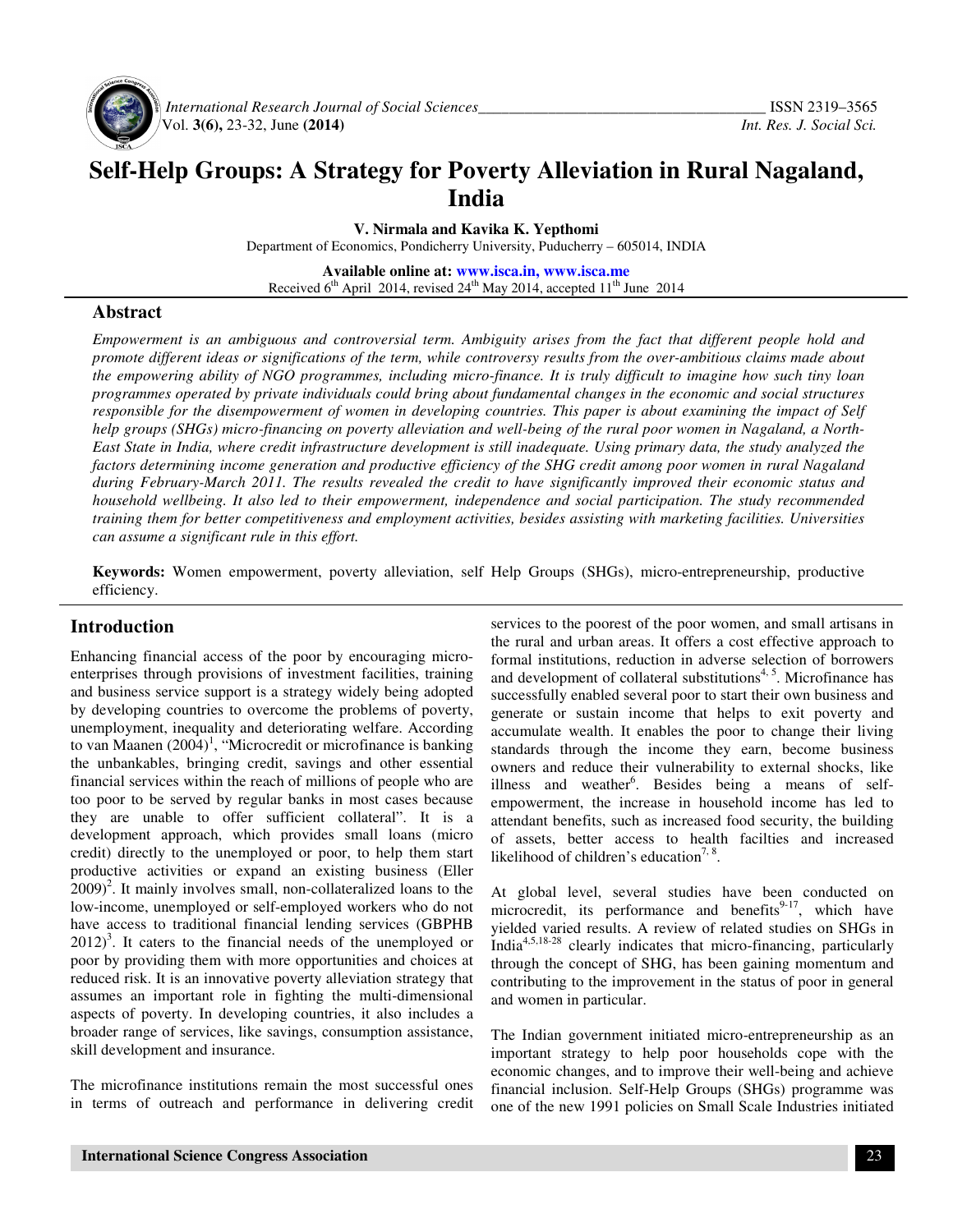# Self-Help Groups: A Strategy for Poverty Alleviation in Rural Nagaland, India

**V. Nirmala and Kavika K. Yepthomi**

Department of Economics, Pondicherry University, Puducherry – 605014, INDIA

**Available online at: www.isca.in, www.isca.me**

Received 6th April 2014, revised 24th May 2014, accepted 11th June 2014

## Abstract

*Empowerment is an ambiguous and controversial term. Ambiguity arises from the fact that different people hold and promote different ideas or significations of the term, while controversy results from the over-ambitious claims made about the empowering ability of NGO programmes, including micro-finance. It is truly difficult to imagine how such tiny loan programmes operated by private individuals could bring about fundamental changes in the economic and social structures responsible for the disempowerment of women in developing countries. This paper is about examining the impact of Self help groups (SHGs) micro-financing on poverty alleviation and well-being of the rural poor women in Nagaland, a North-East State in India, where credit infrastructure development is still inadequate. Using primary data, the study analyzed the factors determining income generation and productive efficiency of the SHG credit among poor women in rural Nagaland during February-March 2011. The results revealed the credit to have significantly improved their economic status and household wellbeing. It also led to their empowerment, independence and social participation. The study recommended training them for better competitiveness and employment activities, besides assisting with marketing facilities. Universities can assume a significant rule in this effort.*

**Keywords:** Women empowerment, poverty alleviation, self Help Groups (SHGs), micro-entrepreneurship, productive efficiency.

## Introduction

Enhancing financial access of the poor by encouraging micro-enterprises through provisions of investment facilities, training and business service support is a strategy widely being adopted by developing countries to overcome the problems of poverty, unemployment, inequality and deteriorating welfare. According to van Maanen (2004)[1], "Microcredit or microfinance is banking the unbankables, bringing credit, savings and other essential financial services within the reach of millions of people who are too poor to be served by regular banks in most cases because they are unable to offer sufficient collateral". It is a development approach, which provides small loans (micro credit) directly to the unemployed or poor, to help them start productive activities or expand an existing business (Eller 2009)[2]. It mainly involves small, non-collateralized loans to the low-income, unemployed or self-employed workers who do not have access to traditional financial lending services (GBPHB 2012)[3]. It caters to the financial needs of the unemployed or poor by providing them with more opportunities and choices at reduced risk. It is an innovative poverty alleviation strategy that assumes an important role in fighting the multi-dimensional aspects of poverty. In developing countries, it also includes a broader range of services, like savings, consumption assistance, skill development and insurance.

The microfinance institutions remain the most successful ones in terms of outreach and performance in delivering credit services to the poorest of the poor women, and small artisans in the rural and urban areas. It offers a cost effective approach to formal institutions, reduction in adverse selection of borrowers and development of collateral substitutions[4, 5]. Microfinance has successfully enabled several poor to start their own business and generate or sustain income that helps to exit poverty and accumulate wealth. It enables the poor to change their living standards through the income they earn, become business owners and reduce their vulnerability to external shocks, like illness and weather[6]. Besides being a means of self-empowerment, the increase in household income has led to attendant benefits, such as increased food security, the building of assets, better access to health facilties and increased likelihood of children's education[7, 8].

At global level, several studies have been conducted on microcredit, its performance and benefits[9-17], which have yielded varied results. A review of related studies on SHGs in India[4,5,18-28] clearly indicates that micro-financing, particularly through the concept of SHG, has been gaining momentum and contributing to the improvement in the status of poor in general and women in particular.

The Indian government initiated micro-entrepreneurship as an important strategy to help poor households cope with the economic changes, and to improve their well-being and achieve financial inclusion. Self-Help Groups (SHGs) programme was one of the new 1991 policies on Small Scale Industries initiated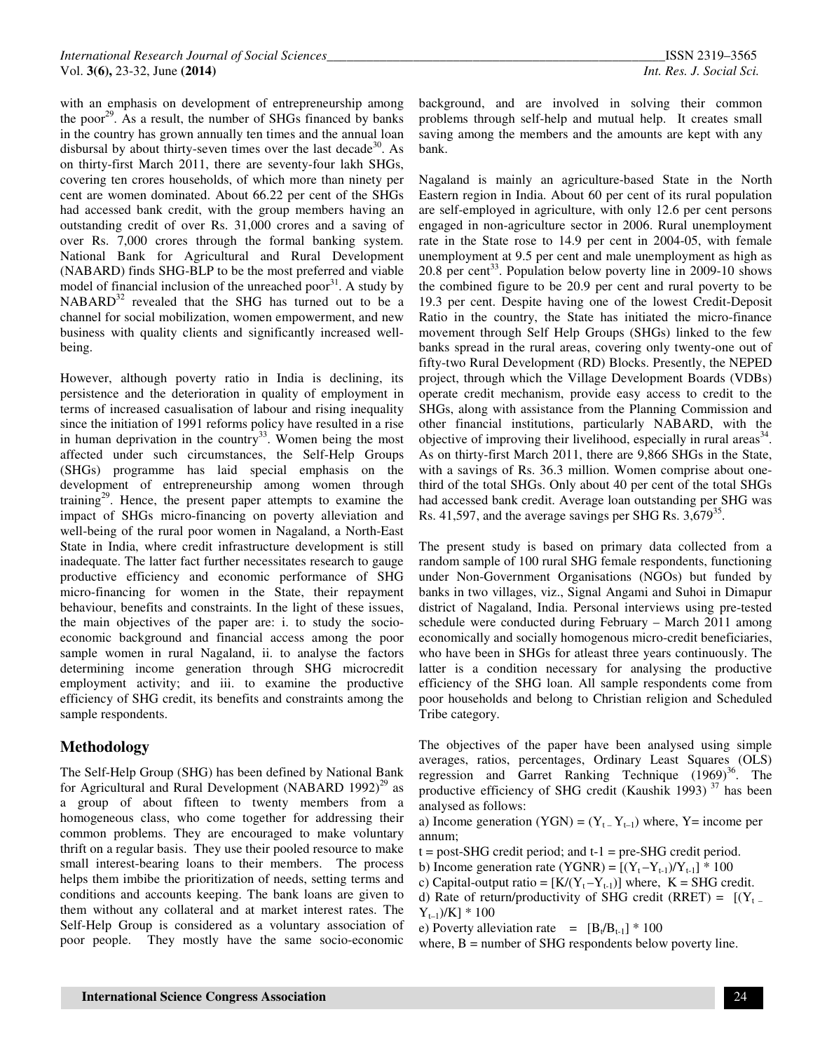with an emphasis on development of entrepreneurship among the poor[29]. As a result, the number of SHGs financed by banks in the country has grown annually ten times and the annual loan disbursal by about thirty-seven times over the last decade[30]. As on thirty-first March 2011, there are seventy-four lakh SHGs, covering ten crores households, of which more than ninety per cent are women dominated. About 66.22 per cent of the SHGs had accessed bank credit, with the group members having an outstanding credit of over Rs. 31,000 crores and a saving of over Rs. 7,000 crores through the formal banking system. National Bank for Agricultural and Rural Development (NABARD) finds SHG-BLP to be the most preferred and viable model of financial inclusion of the unreached poor[31]. A study by NABARD[32] revealed that the SHG has turned out to be a channel for social mobilization, women empowerment, and new business with quality clients and significantly increased well-being.

However, although poverty ratio in India is declining, its persistence and the deterioration in quality of employment in terms of increased casualisation of labour and rising inequality since the initiation of 1991 reforms policy have resulted in a rise in human deprivation in the country[33]. Women being the most affected under such circumstances, the Self-Help Groups (SHGs) programme has laid special emphasis on the development of entrepreneurship among women through training[29]. Hence, the present paper attempts to examine the impact of SHGs micro-financing on poverty alleviation and well-being of the rural poor women in Nagaland, a North-East State in India, where credit infrastructure development is still inadequate. The latter fact further necessitates research to gauge productive efficiency and economic performance of SHG micro-financing for women in the State, their repayment behaviour, benefits and constraints. In the light of these issues, the main objectives of the paper are: i. to study the socio-economic background and financial access among the poor sample women in rural Nagaland, ii. to analyse the factors determining income generation through SHG microcredit employment activity; and iii. to examine the productive efficiency of SHG credit, its benefits and constraints among the sample respondents.

## Methodology

The Self-Help Group (SHG) has been defined by National Bank for Agricultural and Rural Development (NABARD 1992)[29] as a group of about fifteen to twenty members from a homogeneous class, who come together for addressing their common problems. They are encouraged to make voluntary thrift on a regular basis. They use their pooled resource to make small interest-bearing loans to their members. The process helps them imbibe the prioritization of needs, setting terms and conditions and accounts keeping. The bank loans are given to them without any collateral and at market interest rates. The Self-Help Group is considered as a voluntary association of poor people. They mostly have the same socio-economic background, and are involved in solving their common problems through self-help and mutual help. It creates small saving among the members and the amounts are kept with any bank.

Nagaland is mainly an agriculture-based State in the North Eastern region in India. About 60 per cent of its rural population are self-employed in agriculture, with only 12.6 per cent persons engaged in non-agriculture sector in 2006. Rural unemployment rate in the State rose to 14.9 per cent in 2004-05, with female unemployment at 9.5 per cent and male unemployment as high as 20.8 per cent[33]. Population below poverty line in 2009-10 shows the combined figure to be 20.9 per cent and rural poverty to be 19.3 per cent. Despite having one of the lowest Credit-Deposit Ratio in the country, the State has initiated the micro-finance movement through Self Help Groups (SHGs) linked to the few banks spread in the rural areas, covering only twenty-one out of fifty-two Rural Development (RD) Blocks. Presently, the NEPED project, through which the Village Development Boards (VDBs) operate credit mechanism, provide easy access to credit to the SHGs, along with assistance from the Planning Commission and other financial institutions, particularly NABARD, with the objective of improving their livelihood, especially in rural areas[34]. As on thirty-first March 2011, there are 9,866 SHGs in the State, with a savings of Rs. 36.3 million. Women comprise about one-third of the total SHGs. Only about 40 per cent of the total SHGs had accessed bank credit. Average loan outstanding per SHG was Rs. 41,597, and the average savings per SHG Rs. 3,679[35].

The present study is based on primary data collected from a random sample of 100 rural SHG female respondents, functioning under Non-Government Organisations (NGOs) but funded by banks in two villages, viz., Signal Angami and Suhoi in Dimapur district of Nagaland, India. Personal interviews using pre-tested schedule were conducted during February – March 2011 among economically and socially homogenous micro-credit beneficiaries, who have been in SHGs for atleast three years continuously. The latter is a condition necessary for analysing the productive efficiency of the SHG loan. All sample respondents come from poor households and belong to Christian religion and Scheduled Tribe category.

The objectives of the paper have been analysed using simple averages, ratios, percentages, Ordinary Least Squares (OLS) regression and Garret Ranking Technique (1969)[36]. The productive efficiency of SHG credit (Kaushik 1993)[37] has been analysed as follows:

a) Income generation (YGN) = $(Y_t - Y_{t-1})$ where, Y= income per annum;

t = post-SHG credit period; and t-1 = pre-SHG credit period.

b) Income generation rate (YGNR) = $[(Y_t - Y_{t-1})/Y_{t-1}] * 100$

c) Capital-output ratio = $[K/(Y_t - Y_{t-1})]$ where, K = SHG credit.

d) Rate of return/productivity of SHG credit (RRET) = $[(Y_t - Y_{t-1})/K] * 100$

e) Poverty alleviation rate = $[B_t/B_{t-1}] * 100$

where, B = number of SHG respondents below poverty line.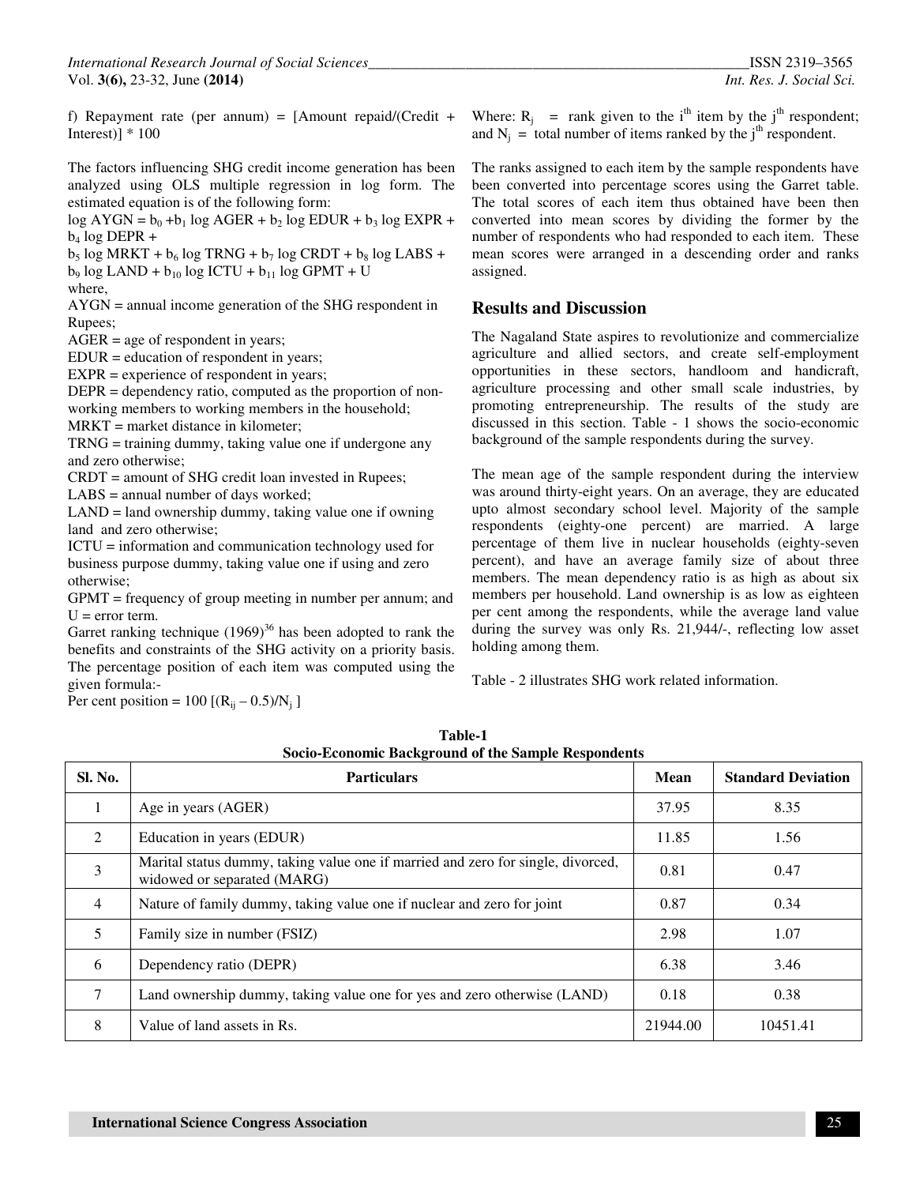f) Repayment rate (per annum) = [Amount repaid/(Credit + Interest)] * 100

The factors influencing SHG credit income generation has been analyzed using OLS multiple regression in log form. The estimated equation is of the following form:

$$\log AYGN = b_0 + b_1 \log AGER + b_2 \log EDUR + b_3 \log EXPR + b_4 \log DEPR + b_5 \log MRKT + b_6 \log TRNG + b_7 \log CRDT + b_8 \log LABS + b_9 \log LAND + b_{10} \log ICTU + b_{11} \log GPMT + U$$

where,

AYGN = annual income generation of the SHG respondent in Rupees;

AGER = age of respondent in years;

EDUR = education of respondent in years;

EXPR = experience of respondent in years;

DEPR = dependency ratio, computed as the proportion of non-working members to working members in the household;

MRKT = market distance in kilometer;

TRNG = training dummy, taking value one if undergone any and zero otherwise;

CRDT = amount of SHG credit loan invested in Rupees;

LABS = annual number of days worked;

LAND = land ownership dummy, taking value one if owning land and zero otherwise;

ICTU = information and communication technology used for business purpose dummy, taking value one if using and zero otherwise;

GPMT = frequency of group meeting in number per annum; and

U = error term.

Garret ranking technique (1969)[36] has been adopted to rank the benefits and constraints of the SHG activity on a priority basis. The percentage position of each item was computed using the given formula:-

$$\text{Per cent position} = 100\,[(R_{ij} - 0.5)/N_j\,]$$

Where: $R_j$ = rank given to the $i^{th}$ item by the $j^{th}$ respondent; and $N_j$ = total number of items ranked by the $j^{th}$ respondent.

The ranks assigned to each item by the sample respondents have been converted into percentage scores using the Garret table. The total scores of each item thus obtained have been then converted into mean scores by dividing the former by the number of respondents who had responded to each item. These mean scores were arranged in a descending order and ranks assigned.

## Results and Discussion

The Nagaland State aspires to revolutionize and commercialize agriculture and allied sectors, and create self-employment opportunities in these sectors, handloom and handicraft, agriculture processing and other small scale industries, by promoting entrepreneurship. The results of the study are discussed in this section. Table - 1 shows the socio-economic background of the sample respondents during the survey.

The mean age of the sample respondent during the interview was around thirty-eight years. On an average, they are educated upto almost secondary school level. Majority of the sample respondents (eighty-one percent) are married. A large percentage of them live in nuclear households (eighty-seven percent), and have an average family size of about three members. The mean dependency ratio is as high as about six members per household. Land ownership is as low as eighteen per cent among the respondents, while the average land value during the survey was only Rs. 21,944/-, reflecting low asset holding among them.

Table - 2 illustrates SHG work related information.

**Table-1**
**Socio-Economic Background of the Sample Respondents**

| Sl. No. | Particulars | Mean | Standard Deviation |
|---|---|---|---|
| 1 | Age in years (AGER) | 37.95 | 8.35 |
| 2 | Education in years (EDUR) | 11.85 | 1.56 |
| 3 | Marital status dummy, taking value one if married and zero for single, divorced, widowed or separated (MARG) | 0.81 | 0.47 |
| 4 | Nature of family dummy, taking value one if nuclear and zero for joint | 0.87 | 0.34 |
| 5 | Family size in number (FSIZ) | 2.98 | 1.07 |
| 6 | Dependency ratio (DEPR) | 6.38 | 3.46 |
| 7 | Land ownership dummy, taking value one for yes and zero otherwise (LAND) | 0.18 | 0.38 |
| 8 | Value of land assets in Rs. | 21944.00 | 10451.41 |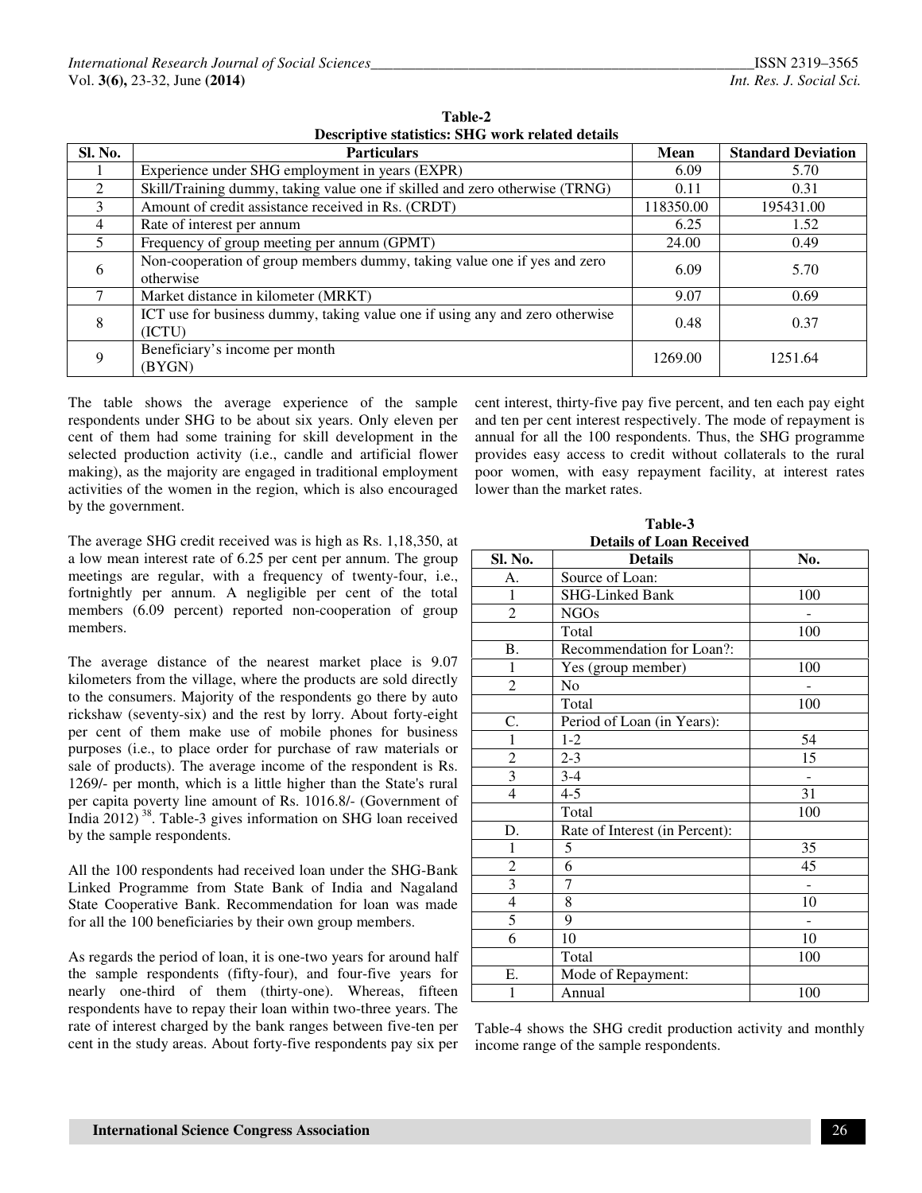**Table-2**
**Descriptive statistics: SHG work related details**

| Sl. No. | Particulars | Mean | Standard Deviation |
|---|---|---|---|
| 1 | Experience under SHG employment in years (EXPR) | 6.09 | 5.70 |
| 2 | Skill/Training dummy, taking value one if skilled and zero otherwise (TRNG) | 0.11 | 0.31 |
| 3 | Amount of credit assistance received in Rs. (CRDT) | 118350.00 | 195431.00 |
| 4 | Rate of interest per annum | 6.25 | 1.52 |
| 5 | Frequency of group meeting per annum (GPMT) | 24.00 | 0.49 |
| 6 | Non-cooperation of group members dummy, taking value one if yes and zero otherwise | 6.09 | 5.70 |
| 7 | Market distance in kilometer (MRKT) | 9.07 | 0.69 |
| 8 | ICT use for business dummy, taking value one if using any and zero otherwise (ICTU) | 0.48 | 0.37 |
| 9 | Beneficiary's income per month (BYGN) | 1269.00 | 1251.64 |

The table shows the average experience of the sample respondents under SHG to be about six years. Only eleven per cent of them had some training for skill development in the selected production activity (i.e., candle and artificial flower making), as the majority are engaged in traditional employment activities of the women in the region, which is also encouraged by the government.

The average SHG credit received was is high as Rs. 1,18,350, at a low mean interest rate of 6.25 per cent per annum. The group meetings are regular, with a frequency of twenty-four, i.e., fortnightly per annum. A negligible per cent of the total members (6.09 percent) reported non-cooperation of group members.

The average distance of the nearest market place is 9.07 kilometers from the village, where the products are sold directly to the consumers. Majority of the respondents go there by auto rickshaw (seventy-six) and the rest by lorry. About forty-eight per cent of them make use of mobile phones for business purposes (i.e., to place order for purchase of raw materials or sale of products). The average income of the respondent is Rs. 1269/- per month, which is a little higher than the State's rural per capita poverty line amount of Rs. 1016.8/- (Government of India 2012) [38]. Table-3 gives information on SHG loan received by the sample respondents.

All the 100 respondents had received loan under the SHG-Bank Linked Programme from State Bank of India and Nagaland State Cooperative Bank. Recommendation for loan was made for all the 100 beneficiaries by their own group members.

As regards the period of loan, it is one-two years for around half the sample respondents (fifty-four), and four-five years for nearly one-third of them (thirty-one). Whereas, fifteen respondents have to repay their loan within two-three years. The rate of interest charged by the bank ranges between five-ten per cent in the study areas. About forty-five respondents pay six per cent interest, thirty-five pay five percent, and ten each pay eight and ten per cent interest respectively. The mode of repayment is annual for all the 100 respondents. Thus, the SHG programme provides easy access to credit without collaterals to the rural poor women, with easy repayment facility, at interest rates lower than the market rates.

**Table-3**
**Details of Loan Received**

| Sl. No. | Details | No. |
|---|---|---|
| A. | Source of Loan: | |
| 1 | SHG-Linked Bank | 100 |
| 2 | NGOs | - |
| | Total | 100 |
| B. | Recommendation for Loan?: | |
| 1 | Yes (group member) | 100 |
| 2 | No | - |
| | Total | 100 |
| C. | Period of Loan (in Years): | |
| 1 | 1-2 | 54 |
| 2 | 2-3 | 15 |
| 3 | 3-4 | - |
| 4 | 4-5 | 31 |
| | Total | 100 |
| D. | Rate of Interest (in Percent): | |
| 1 | 5 | 35 |
| 2 | 6 | 45 |
| 3 | 7 | - |
| 4 | 8 | 10 |
| 5 | 9 | - |
| 6 | 10 | 10 |
| | Total | 100 |
| E. | Mode of Repayment: | |
| 1 | Annual | 100 |

Table-4 shows the SHG credit production activity and monthly income range of the sample respondents.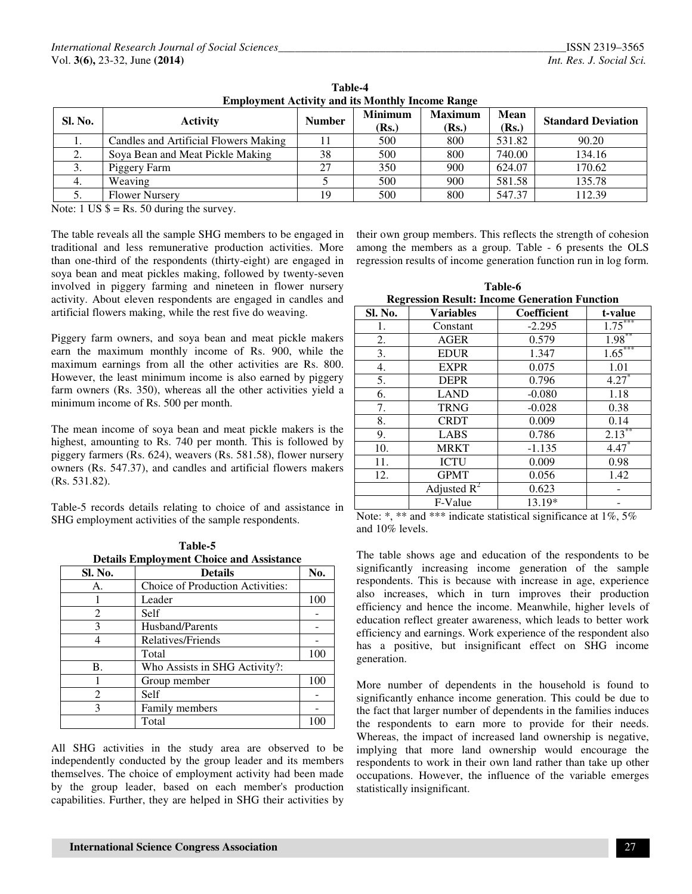**Table-4**
**Employment Activity and its Monthly Income Range**

| Sl. No. | Activity | Number | Minimum (Rs.) | Maximum (Rs.) | Mean (Rs.) | Standard Deviation |
|---|---|---|---|---|---|---|
| 1. | Candles and Artificial Flowers Making | 11 | 500 | 800 | 531.82 | 90.20 |
| 2. | Soya Bean and Meat Pickle Making | 38 | 500 | 800 | 740.00 | 134.16 |
| 3. | Piggery Farm | 27 | 350 | 900 | 624.07 | 170.62 |
| 4. | Weaving | 5 | 500 | 900 | 581.58 | 135.78 |
| 5. | Flower Nursery | 19 | 500 | 800 | 547.37 | 112.39 |

Note: 1 US $ = Rs. 50 during the survey.

The table reveals all the sample SHG members to be engaged in traditional and less remunerative production activities. More than one-third of the respondents (thirty-eight) are engaged in soya bean and meat pickles making, followed by twenty-seven involved in piggery farming and nineteen in flower nursery activity. About eleven respondents are engaged in candles and artificial flowers making, while the rest five do weaving.

Piggery farm owners, and soya bean and meat pickle makers earn the maximum monthly income of Rs. 900, while the maximum earnings from all the other activities are Rs. 800. However, the least minimum income is also earned by piggery farm owners (Rs. 350), whereas all the other activities yield a minimum income of Rs. 500 per month.

The mean income of soya bean and meat pickle makers is the highest, amounting to Rs. 740 per month. This is followed by piggery farmers (Rs. 624), weavers (Rs. 581.58), flower nursery owners (Rs. 547.37), and candles and artificial flowers makers (Rs. 531.82).

Table-5 records details relating to choice of and assistance in SHG employment activities of the sample respondents.

**Table-5**
**Details Employment Choice and Assistance**

| Sl. No. | Details | No. |
|---|---|---|
| A. | Choice of Production Activities: | |
| 1 | Leader | 100 |
| 2 | Self | - |
| 3 | Husband/Parents | - |
| 4 | Relatives/Friends | - |
| | Total | 100 |
| B. | Who Assists in SHG Activity?: | |
| 1 | Group member | 100 |
| 2 | Self | - |
| 3 | Family members | - |
| | Total | 100 |

All SHG activities in the study area are observed to be independently conducted by the group leader and its members themselves. The choice of employment activity had been made by the group leader, based on each member's production capabilities. Further, they are helped in SHG their activities by their own group members. This reflects the strength of cohesion among the members as a group. Table - 6 presents the OLS regression results of income generation function run in log form.

**Table-6**
**Regression Result: Income Generation Function**

| Sl. No. | Variables | Coefficient | t-value |
|---|---|---|---|
| 1. | Constant | -2.295 | 1.75*** |
| 2. | AGER | 0.579 | 1.98** |
| 3. | EDUR | 1.347 | 1.65*** |
| 4. | EXPR | 0.075 | 1.01 |
| 5. | DEPR | 0.796 | 4.27* |
| 6. | LAND | -0.080 | 1.18 |
| 7. | TRNG | -0.028 | 0.38 |
| 8. | CRDT | 0.009 | 0.14 |
| 9. | LABS | 0.786 | 2.13** |
| 10. | MRKT | -1.135 | 4.47* |
| 11. | ICTU | 0.009 | 0.98 |
| 12. | GPMT | 0.056 | 1.42 |
| | Adjusted $R^2$ | 0.623 | - |
| | F-Value | 13.19* | - |

Note: *, ** and *** indicate statistical significance at 1%, 5% and 10% levels.

The table shows age and education of the respondents to be significantly increasing income generation of the sample respondents. This is because with increase in age, experience also increases, which in turn improves their production efficiency and hence the income. Meanwhile, higher levels of education reflect greater awareness, which leads to better work efficiency and earnings. Work experience of the respondent also has a positive, but insignificant effect on SHG income generation.

More number of dependents in the household is found to significantly enhance income generation. This could be due to the fact that larger number of dependents in the families induces the respondents to earn more to provide for their needs. Whereas, the impact of increased land ownership is negative, implying that more land ownership would encourage the respondents to work in their own land rather than take up other occupations. However, the influence of the variable emerges statistically insignificant.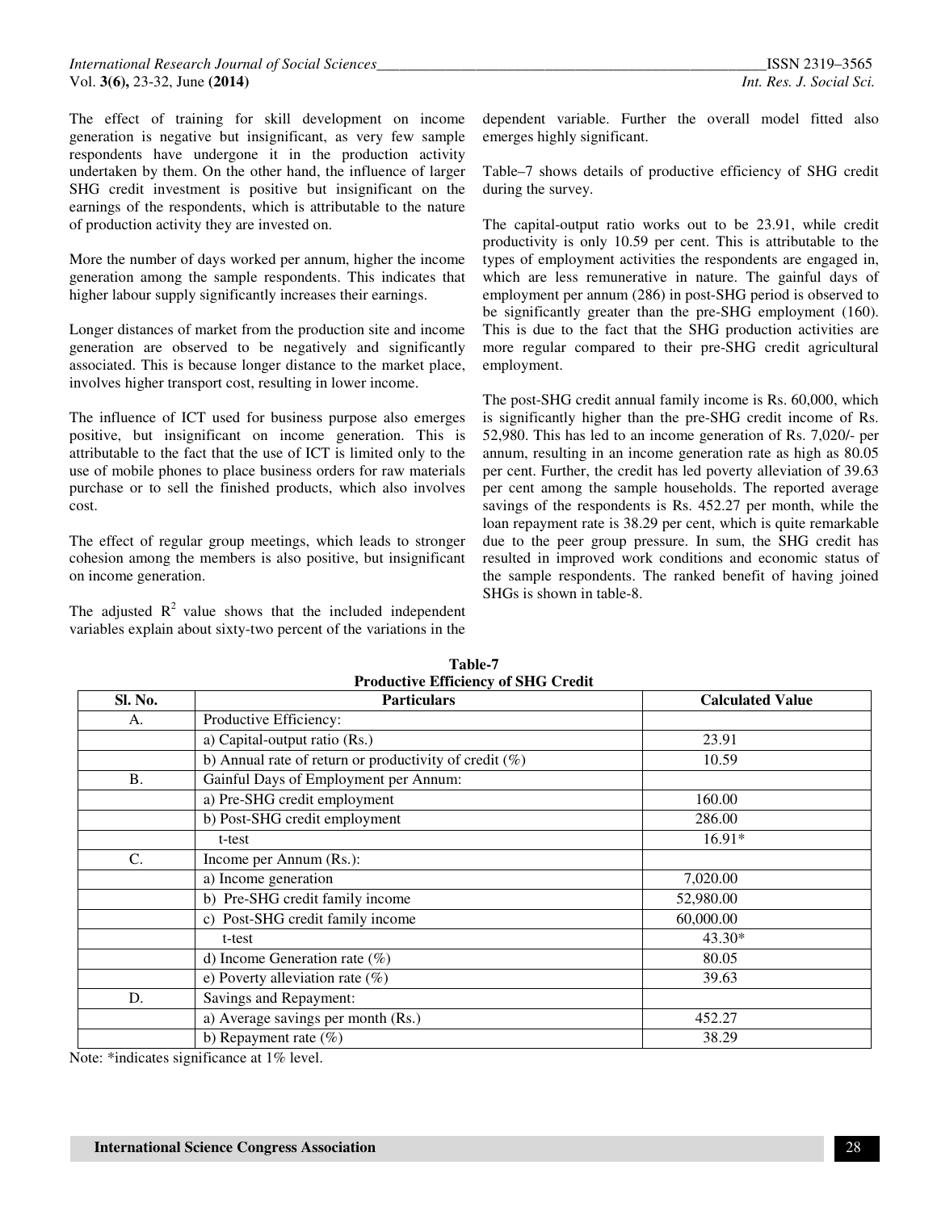The effect of training for skill development on income generation is negative but insignificant, as very few sample respondents have undergone it in the production activity undertaken by them. On the other hand, the influence of larger SHG credit investment is positive but insignificant on the earnings of the respondents, which is attributable to the nature of production activity they are invested on.

More the number of days worked per annum, higher the income generation among the sample respondents. This indicates that higher labour supply significantly increases their earnings.

Longer distances of market from the production site and income generation are observed to be negatively and significantly associated. This is because longer distance to the market place, involves higher transport cost, resulting in lower income.

The influence of ICT used for business purpose also emerges positive, but insignificant on income generation. This is attributable to the fact that the use of ICT is limited only to the use of mobile phones to place business orders for raw materials purchase or to sell the finished products, which also involves cost.

The effect of regular group meetings, which leads to stronger cohesion among the members is also positive, but insignificant on income generation.

The adjusted $R^2$ value shows that the included independent variables explain about sixty-two percent of the variations in the dependent variable. Further the overall model fitted also emerges highly significant.

Table–7 shows details of productive efficiency of SHG credit during the survey.

The capital-output ratio works out to be 23.91, while credit productivity is only 10.59 per cent. This is attributable to the types of employment activities the respondents are engaged in, which are less remunerative in nature. The gainful days of employment per annum (286) in post-SHG period is observed to be significantly greater than the pre-SHG employment (160). This is due to the fact that the SHG production activities are more regular compared to their pre-SHG credit agricultural employment.

The post-SHG credit annual family income is Rs. 60,000, which is significantly higher than the pre-SHG credit income of Rs. 52,980. This has led to an income generation of Rs. 7,020/- per annum, resulting in an income generation rate as high as 80.05 per cent. Further, the credit has led poverty alleviation of 39.63 per cent among the sample households. The reported average savings of the respondents is Rs. 452.27 per month, while the loan repayment rate is 38.29 per cent, which is quite remarkable due to the peer group pressure. In sum, the SHG credit has resulted in improved work conditions and economic status of the sample respondents. The ranked benefit of having joined SHGs is shown in table-8.

**Table-7**
**Productive Efficiency of SHG Credit**

| Sl. No. | Particulars | Calculated Value |
|---|---|---|
| A. | Productive Efficiency: | |
| | a) Capital-output ratio (Rs.) | 23.91 |
| | b) Annual rate of return or productivity of credit (%) | 10.59 |
| B. | Gainful Days of Employment per Annum: | |
| | a) Pre-SHG credit employment | 160.00 |
| | b) Post-SHG credit employment | 286.00 |
| | t-test | 16.91* |
| C. | Income per Annum (Rs.): | |
| | a) Income generation | 7,020.00 |
| | b) Pre-SHG credit family income | 52,980.00 |
| | c) Post-SHG credit family income | 60,000.00 |
| | t-test | 43.30* |
| | d) Income Generation rate (%) | 80.05 |
| | e) Poverty alleviation rate (%) | 39.63 |
| D. | Savings and Repayment: | |
| | a) Average savings per month (Rs.) | 452.27 |
| | b) Repayment rate (%) | 38.29 |

Note: *indicates significance at 1% level.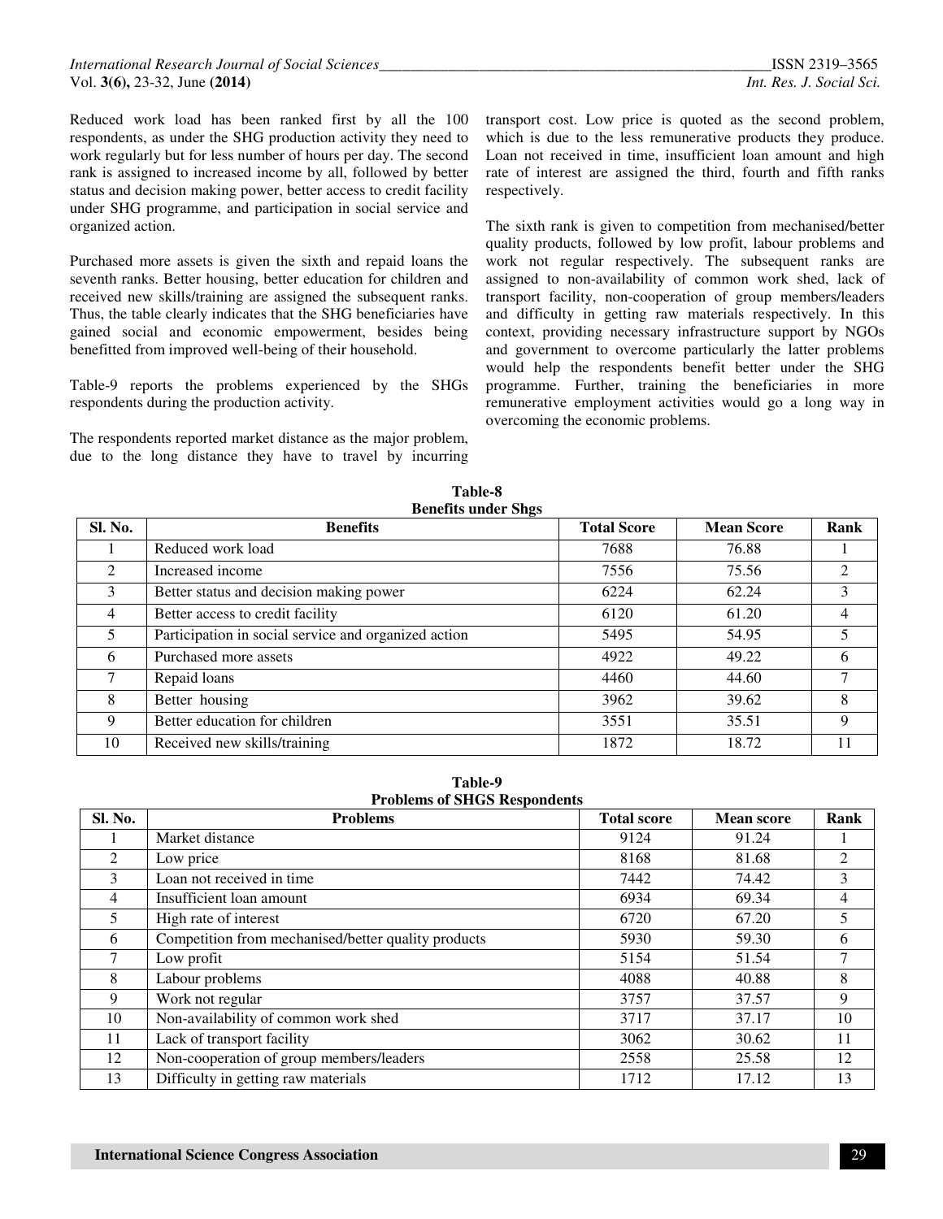Reduced work load has been ranked first by all the 100 respondents, as under the SHG production activity they need to work regularly but for less number of hours per day. The second rank is assigned to increased income by all, followed by better status and decision making power, better access to credit facility under SHG programme, and participation in social service and organized action.

Purchased more assets is given the sixth and repaid loans the seventh ranks. Better housing, better education for children and received new skills/training are assigned the subsequent ranks. Thus, the table clearly indicates that the SHG beneficiaries have gained social and economic empowerment, besides being benefitted from improved well-being of their household.

Table-9 reports the problems experienced by the SHGs respondents during the production activity.

The respondents reported market distance as the major problem, due to the long distance they have to travel by incurring transport cost. Low price is quoted as the second problem, which is due to the less remunerative products they produce. Loan not received in time, insufficient loan amount and high rate of interest are assigned the third, fourth and fifth ranks respectively.

The sixth rank is given to competition from mechanised/better quality products, followed by low profit, labour problems and work not regular respectively. The subsequent ranks are assigned to non-availability of common work shed, lack of transport facility, non-cooperation of group members/leaders and difficulty in getting raw materials respectively. In this context, providing necessary infrastructure support by NGOs and government to overcome particularly the latter problems would help the respondents benefit better under the SHG programme. Further, training the beneficiaries in more remunerative employment activities would go a long way in overcoming the economic problems.

**Table-8**
**Benefits under Shgs**

| Sl. No. | Benefits | Total Score | Mean Score | Rank |
|---|---|---|---|---|
| 1 | Reduced work load | 7688 | 76.88 | 1 |
| 2 | Increased income | 7556 | 75.56 | 2 |
| 3 | Better status and decision making power | 6224 | 62.24 | 3 |
| 4 | Better access to credit facility | 6120 | 61.20 | 4 |
| 5 | Participation in social service and organized action | 5495 | 54.95 | 5 |
| 6 | Purchased more assets | 4922 | 49.22 | 6 |
| 7 | Repaid loans | 4460 | 44.60 | 7 |
| 8 | Better housing | 3962 | 39.62 | 8 |
| 9 | Better education for children | 3551 | 35.51 | 9 |
| 10 | Received new skills/training | 1872 | 18.72 | 11 |

**Table-9**
**Problems of SHGS Respondents**

| Sl. No. | Problems | Total score | Mean score | Rank |
|---|---|---|---|---|
| 1 | Market distance | 9124 | 91.24 | 1 |
| 2 | Low price | 8168 | 81.68 | 2 |
| 3 | Loan not received in time | 7442 | 74.42 | 3 |
| 4 | Insufficient loan amount | 6934 | 69.34 | 4 |
| 5 | High rate of interest | 6720 | 67.20 | 5 |
| 6 | Competition from mechanised/better quality products | 5930 | 59.30 | 6 |
| 7 | Low profit | 5154 | 51.54 | 7 |
| 8 | Labour problems | 4088 | 40.88 | 8 |
| 9 | Work not regular | 3757 | 37.57 | 9 |
| 10 | Non-availability of common work shed | 3717 | 37.17 | 10 |
| 11 | Lack of transport facility | 3062 | 30.62 | 11 |
| 12 | Non-cooperation of group members/leaders | 2558 | 25.58 | 12 |
| 13 | Difficulty in getting raw materials | 1712 | 17.12 | 13 |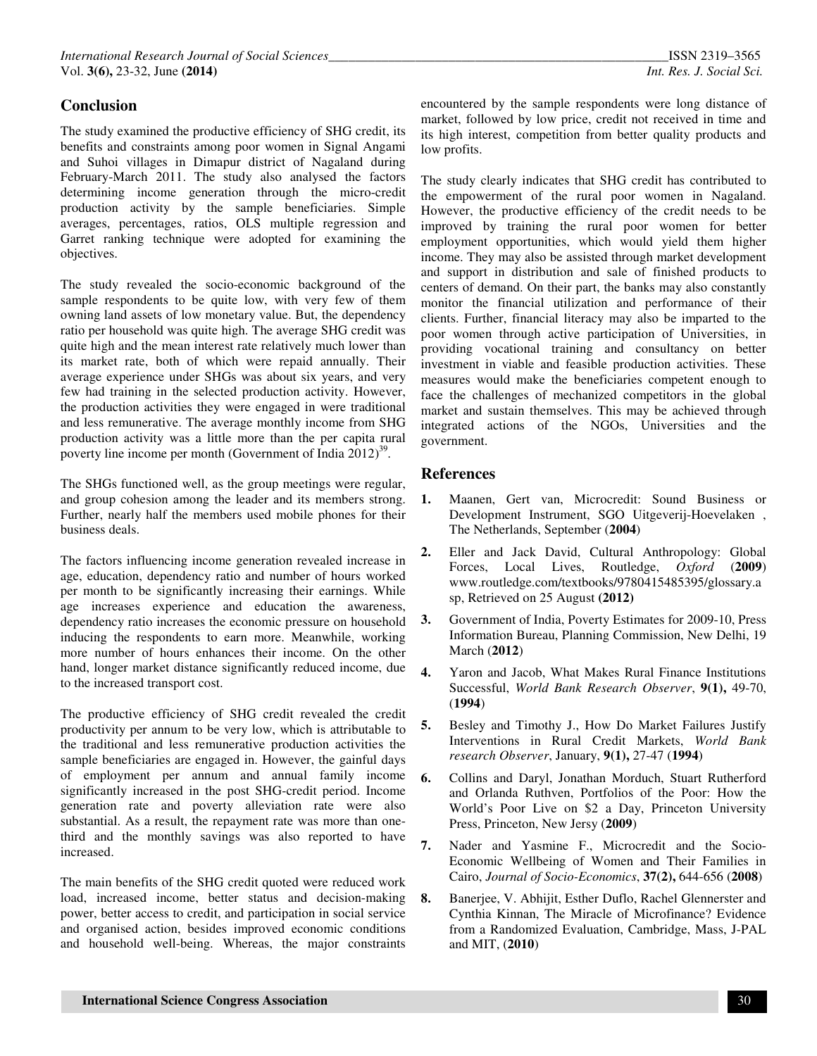## Conclusion

The study examined the productive efficiency of SHG credit, its benefits and constraints among poor women in Signal Angami and Suhoi villages in Dimapur district of Nagaland during February-March 2011. The study also analysed the factors determining income generation through the micro-credit production activity by the sample beneficiaries. Simple averages, percentages, ratios, OLS multiple regression and Garret ranking technique were adopted for examining the objectives.

The study revealed the socio-economic background of the sample respondents to be quite low, with very few of them owning land assets of low monetary value. But, the dependency ratio per household was quite high. The average SHG credit was quite high and the mean interest rate relatively much lower than its market rate, both of which were repaid annually. Their average experience under SHGs was about six years, and very few had training in the selected production activity. However, the production activities they were engaged in were traditional and less remunerative. The average monthly income from SHG production activity was a little more than the per capita rural poverty line income per month (Government of India 2012)[39].

The SHGs functioned well, as the group meetings were regular, and group cohesion among the leader and its members strong. Further, nearly half the members used mobile phones for their business deals.

The factors influencing income generation revealed increase in age, education, dependency ratio and number of hours worked per month to be significantly increasing their earnings. While age increases experience and education the awareness, dependency ratio increases the economic pressure on household inducing the respondents to earn more. Meanwhile, working more number of hours enhances their income. On the other hand, longer market distance significantly reduced income, due to the increased transport cost.

The productive efficiency of SHG credit revealed the credit productivity per annum to be very low, which is attributable to the traditional and less remunerative production activities the sample beneficiaries are engaged in. However, the gainful days of employment per annum and annual family income significantly increased in the post SHG-credit period. Income generation rate and poverty alleviation rate were also substantial. As a result, the repayment rate was more than one-third and the monthly savings was also reported to have increased.

The main benefits of the SHG credit quoted were reduced work load, increased income, better status and decision-making power, better access to credit, and participation in social service and organised action, besides improved economic conditions and household well-being. Whereas, the major constraints encountered by the sample respondents were long distance of market, followed by low price, credit not received in time and its high interest, competition from better quality products and low profits.

The study clearly indicates that SHG credit has contributed to the empowerment of the rural poor women in Nagaland. However, the productive efficiency of the credit needs to be improved by training the rural poor women for better employment opportunities, which would yield them higher income. They may also be assisted through market development and support in distribution and sale of finished products to centers of demand. On their part, the banks may also constantly monitor the financial utilization and performance of their clients. Further, financial literacy may also be imparted to the poor women through active participation of Universities, in providing vocational training and consultancy on better investment in viable and feasible production activities. These measures would make the beneficiaries competent enough to face the challenges of mechanized competitors in the global market and sustain themselves. This may be achieved through integrated actions of the NGOs, Universities and the government.

## References

1. Maanen, Gert van, Microcredit: Sound Business or Development Instrument, SGO Uitgeverij-Hoevelaken , The Netherlands, September (**2004**)
2. Eller and Jack David, Cultural Anthropology: Global Forces, Local Lives, Routledge, *Oxford* (**2009**) www.routledge.com/textbooks/9780415485395/glossary.asp, Retrieved on 25 August **(2012)**
3. Government of India, Poverty Estimates for 2009-10, Press Information Bureau, Planning Commission, New Delhi, 19 March (**2012**)
4. Yaron and Jacob, What Makes Rural Finance Institutions Successful, *World Bank Research Observer*, **9(1),** 49-70, (**1994**)
5. Besley and Timothy J., How Do Market Failures Justify Interventions in Rural Credit Markets, *World Bank research Observer*, January, **9(1),** 27-47 (**1994**)
6. Collins and Daryl, Jonathan Morduch, Stuart Rutherford and Orlanda Ruthven, Portfolios of the Poor: How the World's Poor Live on $2 a Day, Princeton University Press, Princeton, New Jersy (**2009**)
7. Nader and Yasmine F., Microcredit and the Socio-Economic Wellbeing of Women and Their Families in Cairo, *Journal of Socio-Economics*, **37(2),** 644-656 (**2008**)
8. Banerjee, V. Abhijit, Esther Duflo, Rachel Glennerster and Cynthia Kinnan, The Miracle of Microfinance? Evidence from a Randomized Evaluation, Cambridge, Mass, J-PAL and MIT, (**2010**)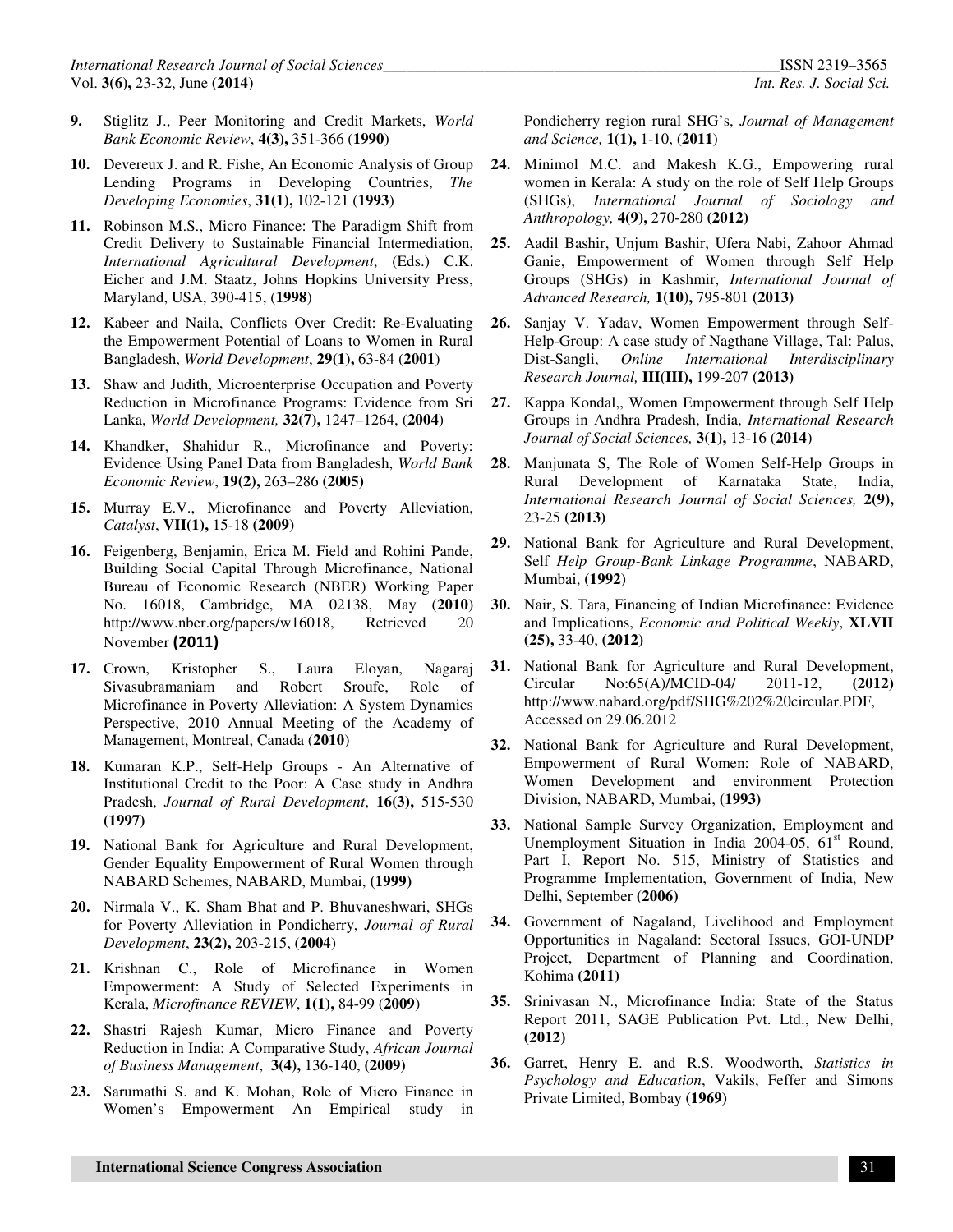9. Stiglitz J., Peer Monitoring and Credit Markets, *World Bank Economic Review*, **4(3),** 351-366 (**1990**)

10. Devereux J. and R. Fishe, An Economic Analysis of Group Lending Programs in Developing Countries, *The Developing Economies*, **31(1),** 102-121 (**1993**)

11. Robinson M.S., Micro Finance: The Paradigm Shift from Credit Delivery to Sustainable Financial Intermediation, *International Agricultural Development*, (Eds.) C.K. Eicher and J.M. Staatz, Johns Hopkins University Press, Maryland, USA, 390-415, (**1998**)

12. Kabeer and Naila, Conflicts Over Credit: Re-Evaluating the Empowerment Potential of Loans to Women in Rural Bangladesh, *World Development*, **29(1),** 63-84 (**2001**)

13. Shaw and Judith, Microenterprise Occupation and Poverty Reduction in Microfinance Programs: Evidence from Sri Lanka, *World Development,* **32(7),** 1247–1264, (**2004**)

14. Khandker, Shahidur R., Microfinance and Poverty: Evidence Using Panel Data from Bangladesh, *World Bank Economic Review*, **19(2),** 263–286 **(2005)**

15. Murray E.V., Microfinance and Poverty Alleviation, *Catalyst*, **VII(1),** 15-18 **(2009)**

16. Feigenberg, Benjamin, Erica M. Field and Rohini Pande, Building Social Capital Through Microfinance, National Bureau of Economic Research (NBER) Working Paper No. 16018, Cambridge, MA 02138, May (**2010**) http://www.nber.org/papers/w16018, Retrieved 20 November **(2011)**

17. Crown, Kristopher S., Laura Eloyan, Nagaraj Sivasubramaniam and Robert Sroufe, Role of Microfinance in Poverty Alleviation: A System Dynamics Perspective, 2010 Annual Meeting of the Academy of Management, Montreal, Canada (**2010**)

18. Kumaran K.P., Self-Help Groups - An Alternative of Institutional Credit to the Poor: A Case study in Andhra Pradesh, *Journal of Rural Development*, **16(3),** 515-530 **(1997)**

19. National Bank for Agriculture and Rural Development, Gender Equality Empowerment of Rural Women through NABARD Schemes, NABARD, Mumbai, **(1999)**

20. Nirmala V., K. Sham Bhat and P. Bhuvaneshwari, SHGs for Poverty Alleviation in Pondicherry, *Journal of Rural Development*, **23(2),** 203-215, (**2004**)

21. Krishnan C., Role of Microfinance in Women Empowerment: A Study of Selected Experiments in Kerala, *Microfinance REVIEW*, **1(1),** 84-99 (**2009**)

22. Shastri Rajesh Kumar, Micro Finance and Poverty Reduction in India: A Comparative Study, *African Journal of Business Management*, **3(4),** 136-140, **(2009)**

23. Sarumathi S. and K. Mohan, Role of Micro Finance in Women's Empowerment An Empirical study in Pondicherry region rural SHG's, *Journal of Management and Science,* **1(1),** 1-10, (**2011**)

24. Minimol M.C. and Makesh K.G., Empowering rural women in Kerala: A study on the role of Self Help Groups (SHGs), *International Journal of Sociology and Anthropology,* **4(9),** 270-280 **(2012)**

25. Aadil Bashir, Unjum Bashir, Ufera Nabi, Zahoor Ahmad Ganie, Empowerment of Women through Self Help Groups (SHGs) in Kashmir, *International Journal of Advanced Research,* **1(10),** 795-801 **(2013)**

26. Sanjay V. Yadav, Women Empowerment through Self-Help-Group: A case study of Nagthane Village, Tal: Palus, Dist-Sangli, *Online International Interdisciplinary Research Journal,* **III(III),** 199-207 **(2013)**

27. Kappa Kondal,, Women Empowerment through Self Help Groups in Andhra Pradesh, India, *International Research Journal of Social Sciences,* **3(1),** 13-16 (**2014**)

28. Manjunata S, The Role of Women Self-Help Groups in Rural Development of Karnataka State, India, *International Research Journal of Social Sciences,* **2(9),** 23-25 **(2013)**

29. National Bank for Agriculture and Rural Development, Self *Help Group-Bank Linkage Programme*, NABARD, Mumbai, **(1992)**

30. Nair, S. Tara, Financing of Indian Microfinance: Evidence and Implications, *Economic and Political Weekly*, **XLVII (25),** 33-40, **(2012)**

31. National Bank for Agriculture and Rural Development, Circular No:65(A)/MCID-04/ 2011-12, **(2012)** http://www.nabard.org/pdf/SHG%202%20circular.PDF, Accessed on 29.06.2012

32. National Bank for Agriculture and Rural Development, Empowerment of Rural Women: Role of NABARD, Women Development and environment Protection Division, NABARD, Mumbai, **(1993)**

33. National Sample Survey Organization, Employment and Unemployment Situation in India 2004-05, 61st Round, Part I, Report No. 515, Ministry of Statistics and Programme Implementation, Government of India, New Delhi, September **(2006)**

34. Government of Nagaland, Livelihood and Employment Opportunities in Nagaland: Sectoral Issues, GOI-UNDP Project, Department of Planning and Coordination, Kohima **(2011)**

35. Srinivasan N., Microfinance India: State of the Status Report 2011, SAGE Publication Pvt. Ltd., New Delhi, **(2012)**

36. Garret, Henry E. and R.S. Woodworth, *Statistics in Psychology and Education*, Vakils, Feffer and Simons Private Limited, Bombay **(1969)**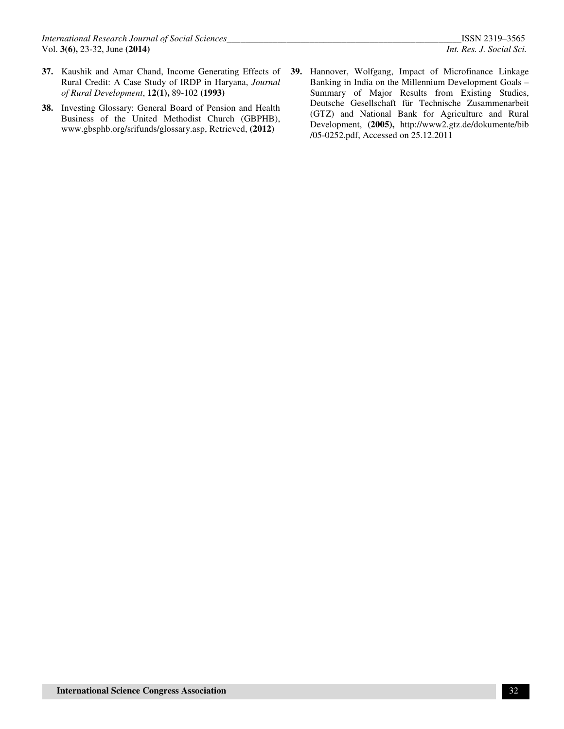**37.** Kaushik and Amar Chand, Income Generating Effects of Rural Credit: A Case Study of IRDP in Haryana, *Journal of Rural Development*, **12(1),** 89-102 **(1993)**

**38.** Investing Glossary: General Board of Pension and Health Business of the United Methodist Church (GBPHB), www.gbsphb.org/srifunds/glossary.asp, Retrieved, **(2012)**

**39.** Hannover, Wolfgang, Impact of Microfinance Linkage Banking in India on the Millennium Development Goals – Summary of Major Results from Existing Studies, Deutsche Gesellschaft für Technische Zusammenarbeit (GTZ) and National Bank for Agriculture and Rural Development, **(2005),** http://www2.gtz.de/dokumente/bib/05-0252.pdf, Accessed on 25.12.2011